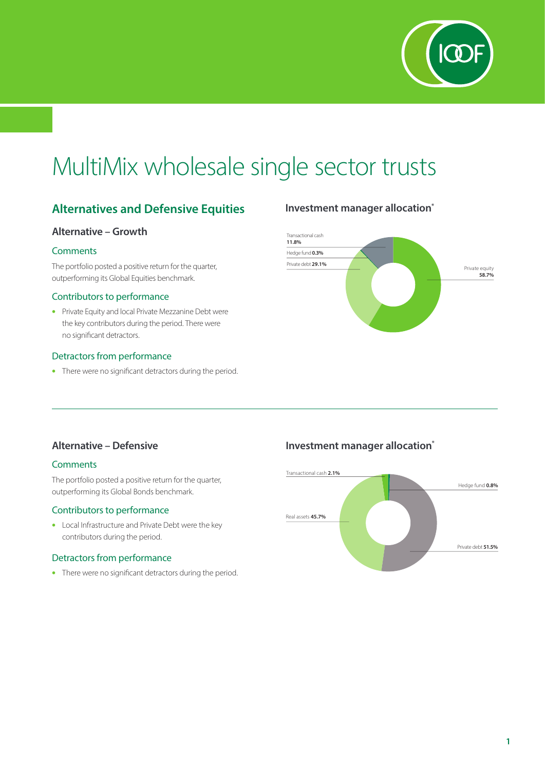# MultiMix wholesale single sector trusts

## Alternatives and Defensive Equities

### Alternative – Growth

#### Comments

The portfolio posted a positive return for the quarter, outperforming its Global Equities benchmark.

#### Contributors to performance

- Private Equity and local Private Mezzanine Debt were the key contributors during the period. There were no significant detractors.

#### Detractors from performance

- There were no significant detractors during the period.

#### Investment manager allocation*

Transactional cash **11.8%**

Hedge fund **0.3%**

Private debt **29.1%**

Private equity **58.7%**

### Alternative – Defensive

#### Comments

The portfolio posted a positive return for the quarter, outperforming its Global Bonds benchmark.

#### Contributors to performance

- Local Infrastructure and Private Debt were the key contributors during the period.

#### Detractors from performance

- There were no significant detractors during the period.

#### Investment manager allocation*

Transactional cash **2.1%**

Hedge fund **0.8%**

Real assets **45.7%**

Private debt **51.5%**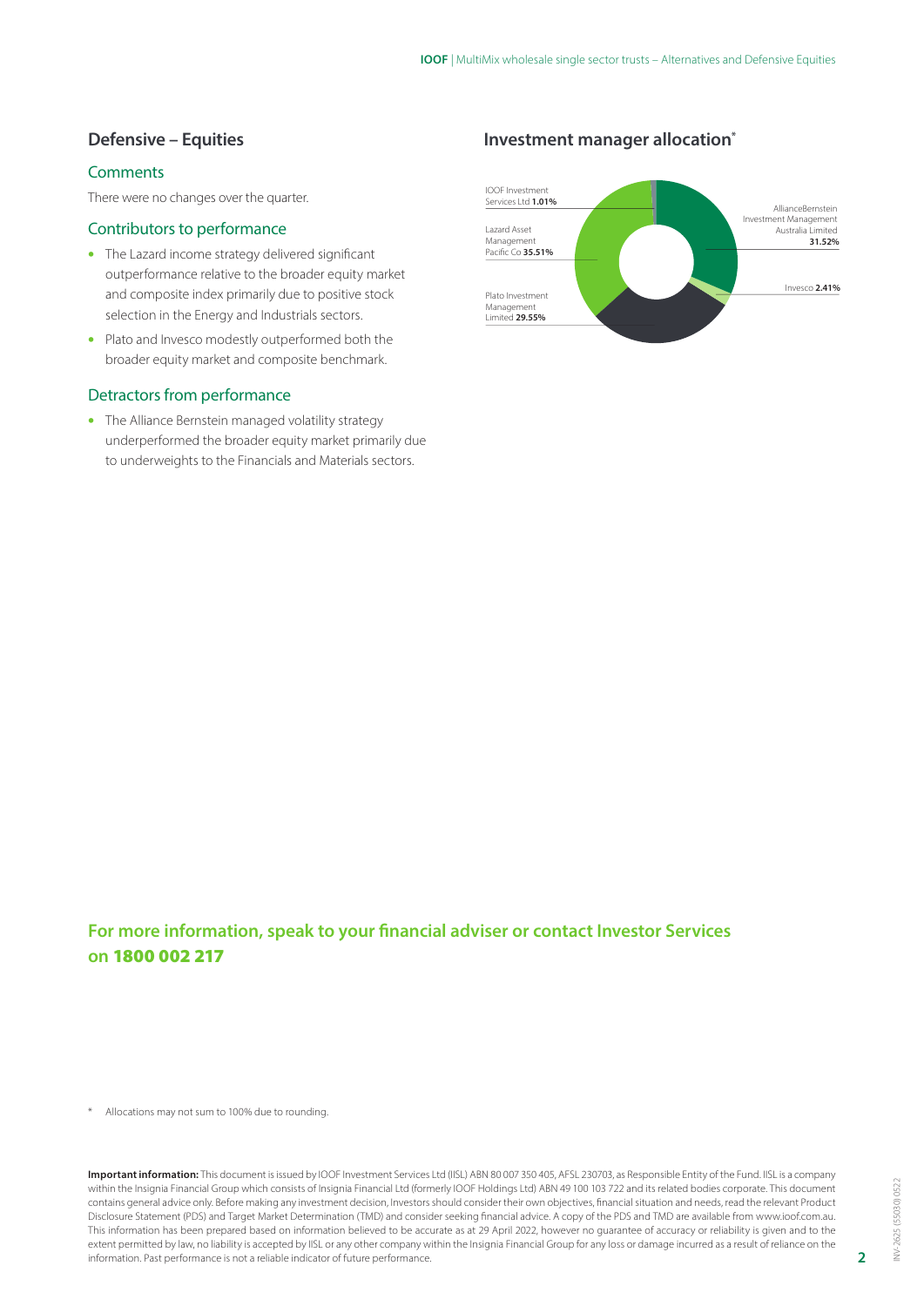## Defensive – Equities

### Comments

There were no changes over the quarter.

### Contributors to performance

- The Lazard income strategy delivered significant outperformance relative to the broader equity market and composite index primarily due to positive stock selection in the Energy and Industrials sectors.
- Plato and Invesco modestly outperformed both the broader equity market and composite benchmark.

### Detractors from performance

- The Alliance Bernstein managed volatility strategy underperformed the broader equity market primarily due to underweights to the Financials and Materials sectors.

## Investment manager allocation*

IOOF Investment Services Ltd **1.01%**

Lazard Asset Management Pacific Co **35.51%**

Plato Investment Management Limited **29.55%**

AllianceBernstein Investment Management Australia Limited **31.52%**

Invesco **2.41%**

**For more information, speak to your financial adviser or contact Investor Services on 1800 002 217**

\* Allocations may not sum to 100% due to rounding.

**Important information:** This document is issued by IOOF Investment Services Ltd (IISL) ABN 80 007 350 405, AFSL 230703, as Responsible Entity of the Fund. IISL is a company within the Insignia Financial Group which consists of Insignia Financial Ltd (formerly IOOF Holdings Ltd) ABN 49 100 103 722 and its related bodies corporate. This document contains general advice only. Before making any investment decision, Investors should consider their own objectives, financial situation and needs, read the relevant Product Disclosure Statement (PDS) and Target Market Determination (TMD) and consider seeking financial advice. A copy of the PDS and TMD are available from www.ioof.com.au. This information has been prepared based on information believed to be accurate as at 29 April 2022, however no guarantee of accuracy or reliability is given and to the extent permitted by law, no liability is accepted by IISL or any other company within the Insignia Financial Group for any loss or damage incurred as a result of reliance on the information. Past performance is not a reliable indicator of future performance.

INV-2625 (5030) 0522